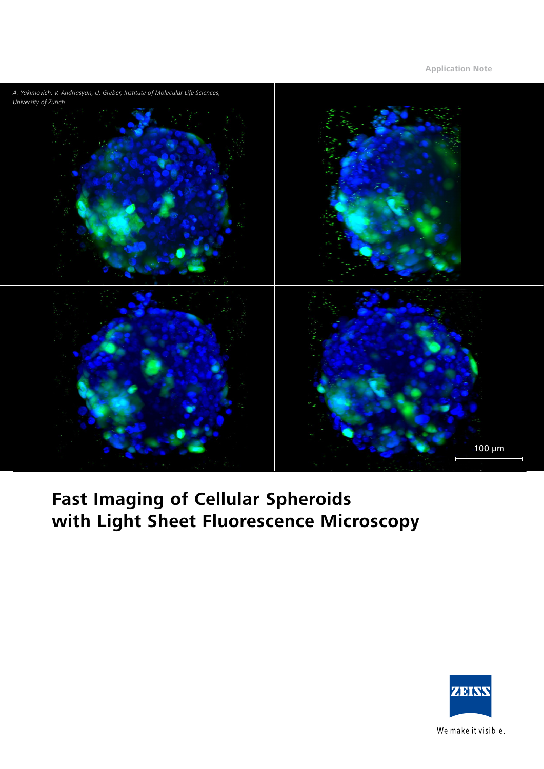Application Note

A. Yakimovich, V. Andriasyan, U. Greber, Institute of Molecular Life Sciences, University of Zurich

100 µm

# Fast Imaging of Cellular Spheroids with Light Sheet Fluorescence Microscopy

We make it visible.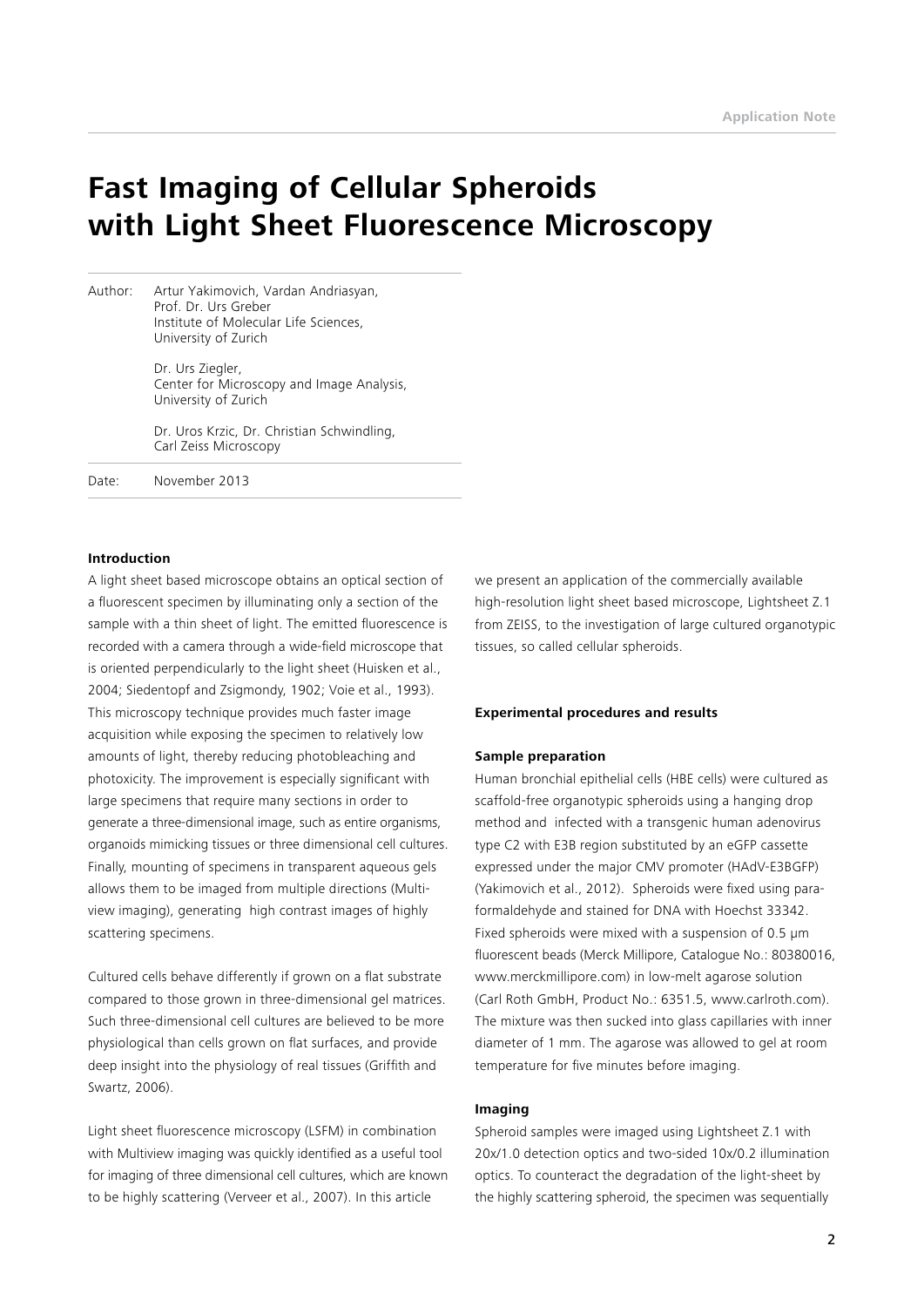# Fast Imaging of Cellular Spheroids with Light Sheet Fluorescence Microscopy

Author: Artur Yakimovich, Vardan Andriasyan, Prof. Dr. Urs Greber
Institute of Molecular Life Sciences, University of Zurich

Dr. Urs Ziegler,
Center for Microscopy and Image Analysis, University of Zurich

Dr. Uros Krzic, Dr. Christian Schwindling,
Carl Zeiss Microscopy

Date: November 2013

**Introduction**

A light sheet based microscope obtains an optical section of a fluorescent specimen by illuminating only a section of the sample with a thin sheet of light. The emitted fluorescence is recorded with a camera through a wide-field microscope that is oriented perpendicularly to the light sheet (Huisken et al., 2004; Siedentopf and Zsigmondy, 1902; Voie et al., 1993). This microscopy technique provides much faster image acquisition while exposing the specimen to relatively low amounts of light, thereby reducing photobleaching and photoxicity. The improvement is especially significant with large specimens that require many sections in order to generate a three-dimensional image, such as entire organisms, organoids mimicking tissues or three dimensional cell cultures. Finally, mounting of specimens in transparent aqueous gels allows them to be imaged from multiple directions (Multiview imaging), generating high contrast images of highly scattering specimens.

Cultured cells behave differently if grown on a flat substrate compared to those grown in three-dimensional gel matrices. Such three-dimensional cell cultures are believed to be more physiological than cells grown on flat surfaces, and provide deep insight into the physiology of real tissues (Griffith and Swartz, 2006).

Light sheet fluorescence microscopy (LSFM) in combination with Multiview imaging was quickly identified as a useful tool for imaging of three dimensional cell cultures, which are known to be highly scattering (Verveer et al., 2007). In this article we present an application of the commercially available high-resolution light sheet based microscope, Lightsheet Z.1 from ZEISS, to the investigation of large cultured organotypic tissues, so called cellular spheroids.

**Experimental procedures and results**

**Sample preparation**

Human bronchial epithelial cells (HBE cells) were cultured as scaffold-free organotypic spheroids using a hanging drop method and infected with a transgenic human adenovirus type C2 with E3B region substituted by an eGFP cassette expressed under the major CMV promoter (HAdV-E3BGFP) (Yakimovich et al., 2012). Spheroids were fixed using paraformaldehyde and stained for DNA with Hoechst 33342. Fixed spheroids were mixed with a suspension of 0.5 µm fluorescent beads (Merck Millipore, Catalogue No.: 80380016, www.merckmillipore.com) in low-melt agarose solution (Carl Roth GmbH, Product No.: 6351.5, www.carlroth.com). The mixture was then sucked into glass capillaries with inner diameter of 1 mm. The agarose was allowed to gel at room temperature for five minutes before imaging.

**Imaging**

Spheroid samples were imaged using Lightsheet Z.1 with 20x/1.0 detection optics and two-sided 10x/0.2 illumination optics. To counteract the degradation of the light-sheet by the highly scattering spheroid, the specimen was sequentially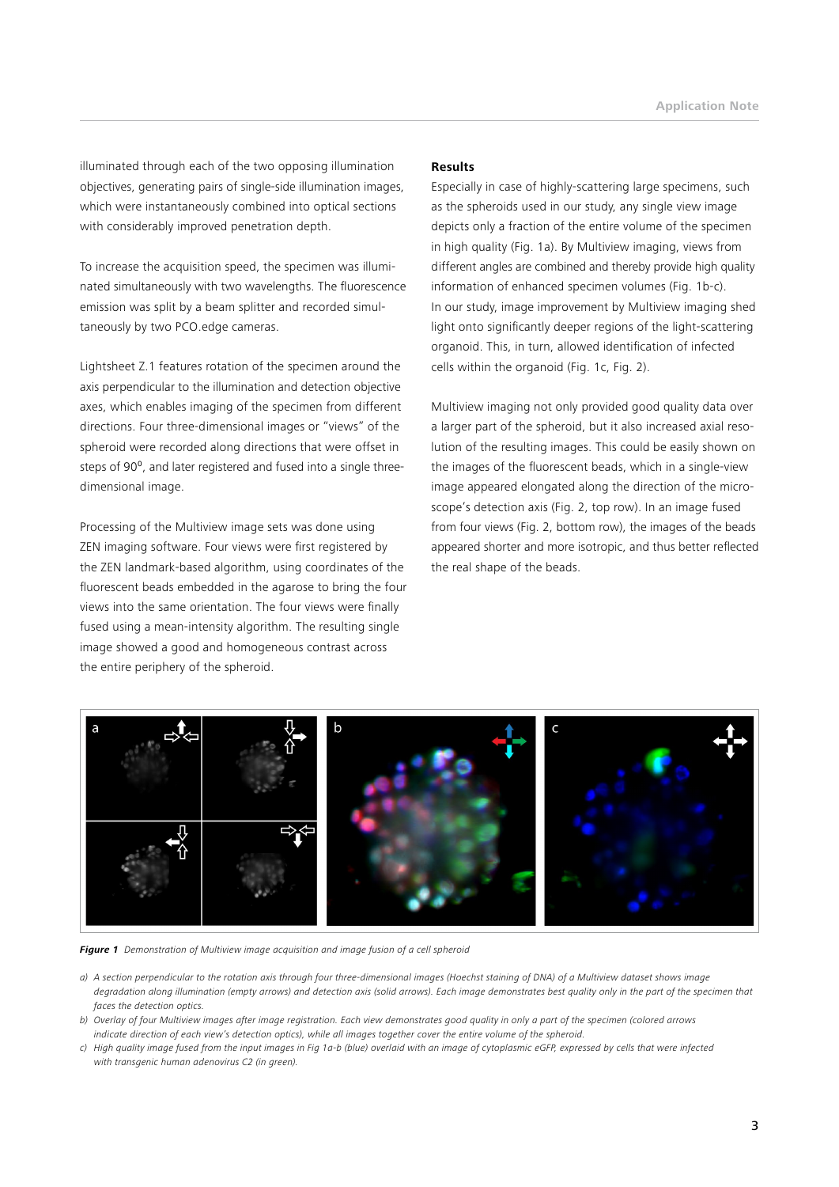illuminated through each of the two opposing illumination objectives, generating pairs of single-side illumination images, which were instantaneously combined into optical sections with considerably improved penetration depth.

To increase the acquisition speed, the specimen was illuminated simultaneously with two wavelengths. The fluorescence emission was split by a beam splitter and recorded simultaneously by two PCO.edge cameras.

Lightsheet Z.1 features rotation of the specimen around the axis perpendicular to the illumination and detection objective axes, which enables imaging of the specimen from different directions. Four three-dimensional images or "views" of the spheroid were recorded along directions that were offset in steps of 90⁰, and later registered and fused into a single three-dimensional image.

Processing of the Multiview image sets was done using ZEN imaging software. Four views were first registered by the ZEN landmark-based algorithm, using coordinates of the fluorescent beads embedded in the agarose to bring the four views into the same orientation. The four views were finally fused using a mean-intensity algorithm. The resulting single image showed a good and homogeneous contrast across the entire periphery of the spheroid.

**Results**

Especially in case of highly-scattering large specimens, such as the spheroids used in our study, any single view image depicts only a fraction of the entire volume of the specimen in high quality (Fig. 1a). By Multiview imaging, views from different angles are combined and thereby provide high quality information of enhanced specimen volumes (Fig. 1b-c). In our study, image improvement by Multiview imaging shed light onto significantly deeper regions of the light-scattering organoid. This, in turn, allowed identification of infected cells within the organoid (Fig. 1c, Fig. 2).

Multiview imaging not only provided good quality data over a larger part of the spheroid, but it also increased axial resolution of the resulting images. This could be easily shown on the images of the fluorescent beads, which in a single-view image appeared elongated along the direction of the microscope's detection axis (Fig. 2, top row). In an image fused from four views (Fig. 2, bottom row), the images of the beads appeared shorter and more isotropic, and thus better reflected the real shape of the beads.

***Figure 1*** *Demonstration of Multiview image acquisition and image fusion of a cell spheroid*

*a) A section perpendicular to the rotation axis through four three-dimensional images (Hoechst staining of DNA) of a Multiview dataset shows image degradation along illumination (empty arrows) and detection axis (solid arrows). Each image demonstrates best quality only in the part of the specimen that faces the detection optics.*

*b) Overlay of four Multiview images after image registration. Each view demonstrates good quality in only a part of the specimen (colored arrows indicate direction of each view's detection optics), while all images together cover the entire volume of the spheroid.*

*c) High quality image fused from the input images in Fig 1a-b (blue) overlaid with an image of cytoplasmic eGFP, expressed by cells that were infected with transgenic human adenovirus C2 (in green).*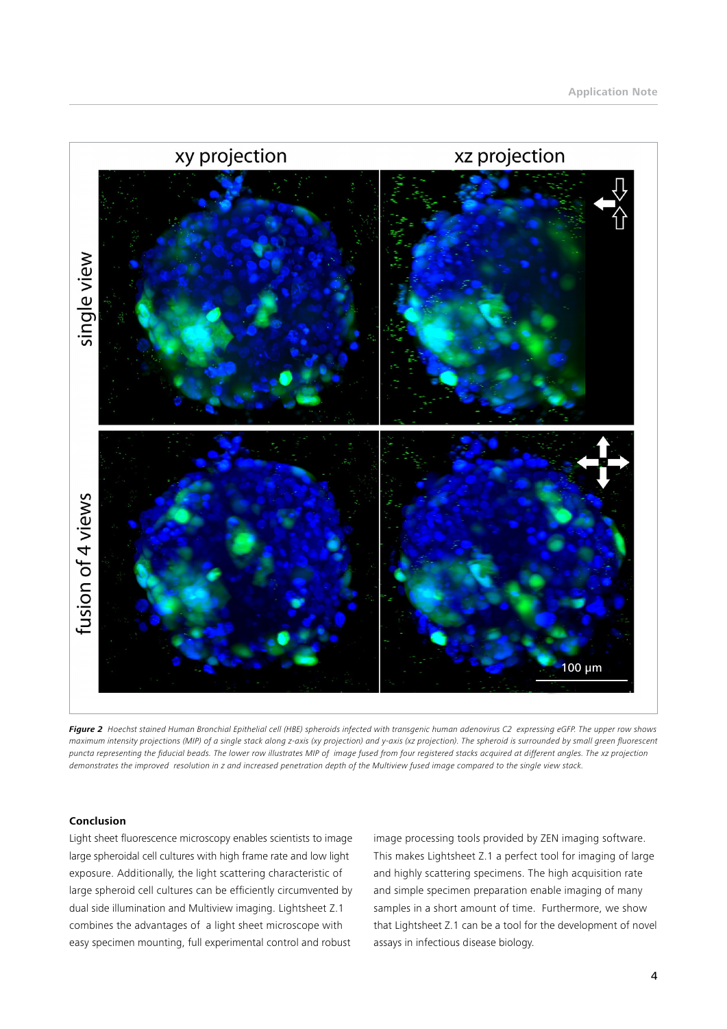***Figure 2*** *Hoechst stained Human Bronchial Epithelial cell (HBE) spheroids infected with transgenic human adenovirus C2 expressing eGFP. The upper row shows maximum intensity projections (MIP) of a single stack along z-axis (xy projection) and y-axis (xz projection). The spheroid is surrounded by small green fluorescent puncta representing the fiducial beads. The lower row illustrates MIP of image fused from four registered stacks acquired at different angles. The xz projection demonstrates the improved resolution in z and increased penetration depth of the Multiview fused image compared to the single view stack.*

### Conclusion

Light sheet fluorescence microscopy enables scientists to image large spheroidal cell cultures with high frame rate and low light exposure. Additionally, the light scattering characteristic of large spheroid cell cultures can be efficiently circumvented by dual side illumination and Multiview imaging. Lightsheet Z.1 combines the advantages of a light sheet microscope with easy specimen mounting, full experimental control and robust image processing tools provided by ZEN imaging software. This makes Lightsheet Z.1 a perfect tool for imaging of large and highly scattering specimens. The high acquisition rate and simple specimen preparation enable imaging of many samples in a short amount of time. Furthermore, we show that Lightsheet Z.1 can be a tool for the development of novel assays in infectious disease biology.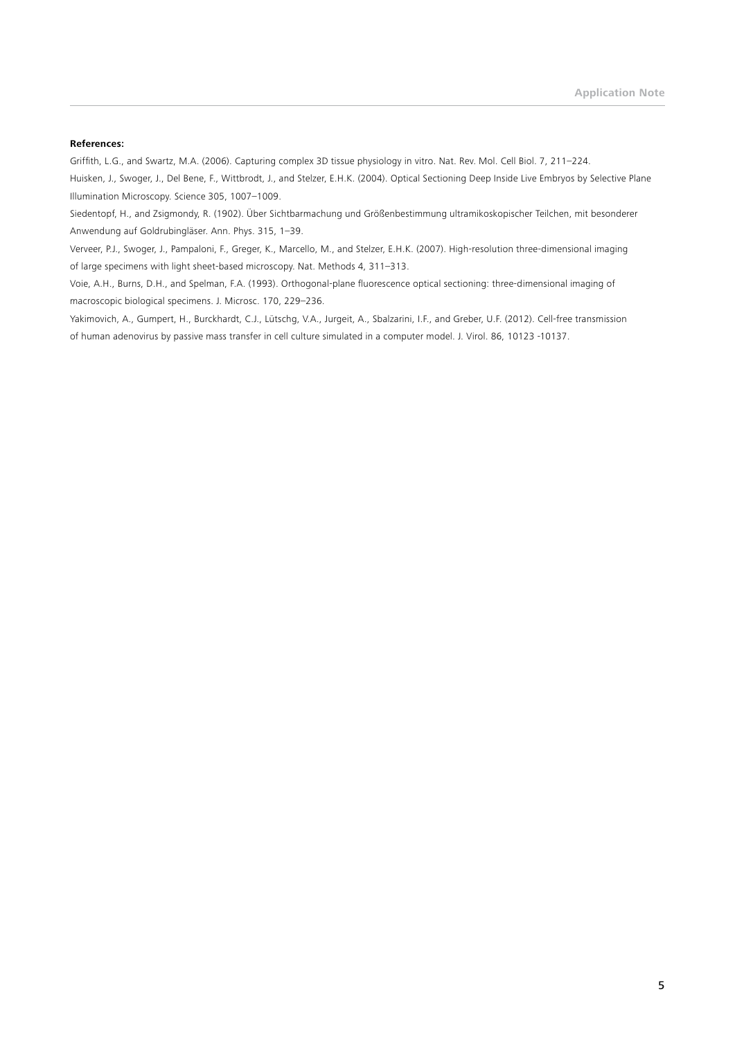**References:**

Griffith, L.G., and Swartz, M.A. (2006). Capturing complex 3D tissue physiology in vitro. Nat. Rev. Mol. Cell Biol. 7, 211–224.

Huisken, J., Swoger, J., Del Bene, F., Wittbrodt, J., and Stelzer, E.H.K. (2004). Optical Sectioning Deep Inside Live Embryos by Selective Plane Illumination Microscopy. Science 305, 1007–1009.

Siedentopf, H., and Zsigmondy, R. (1902). Über Sichtbarmachung und Größenbestimmung ultramikoskopischer Teilchen, mit besonderer Anwendung auf Goldrubingläser. Ann. Phys. 315, 1–39.

Verveer, P.J., Swoger, J., Pampaloni, F., Greger, K., Marcello, M., and Stelzer, E.H.K. (2007). High-resolution three-dimensional imaging of large specimens with light sheet-based microscopy. Nat. Methods 4, 311–313.

Voie, A.H., Burns, D.H., and Spelman, F.A. (1993). Orthogonal-plane fluorescence optical sectioning: three-dimensional imaging of macroscopic biological specimens. J. Microsc. 170, 229–236.

Yakimovich, A., Gumpert, H., Burckhardt, C.J., Lütschg, V.A., Jurgeit, A., Sbalzarini, I.F., and Greber, U.F. (2012). Cell-free transmission of human adenovirus by passive mass transfer in cell culture simulated in a computer model. J. Virol. 86, 10123 -10137.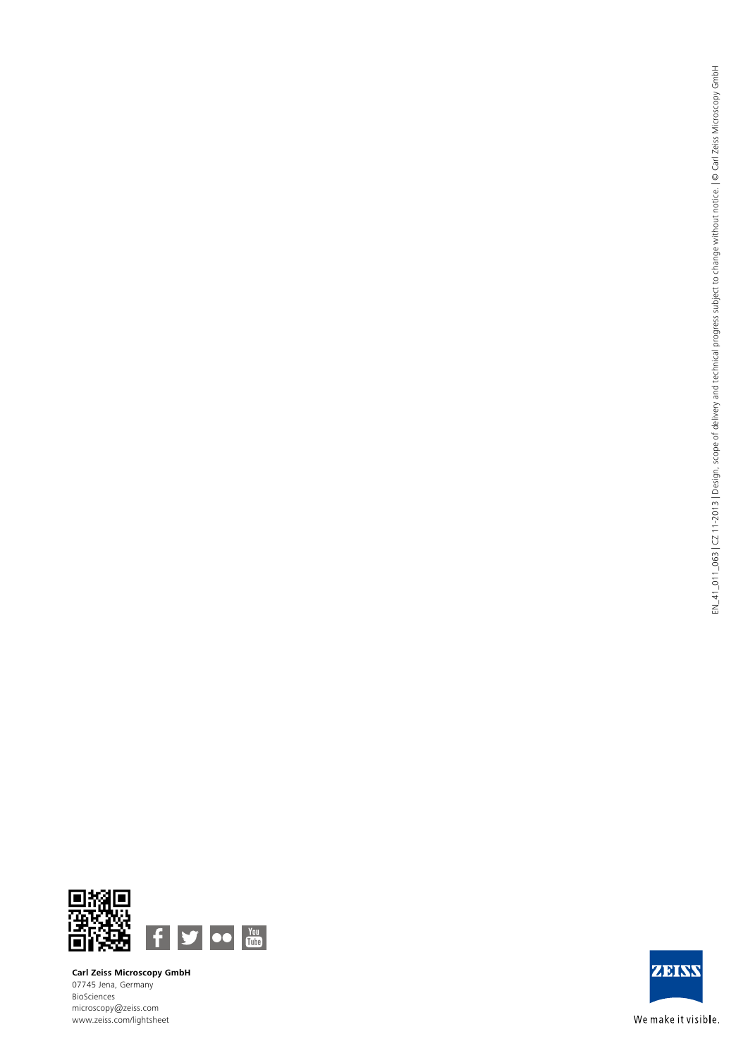EN_41_011_063 | CZ 11-2013 | Design, scope of delivery and technical progress subject to change without notice. | © Carl Zeiss Microscopy GmbH

**Carl Zeiss Microscopy GmbH**
07745 Jena, Germany
BioSciences
microscopy@zeiss.com
www.zeiss.com/lightsheet

ZEISS

We make it visible.